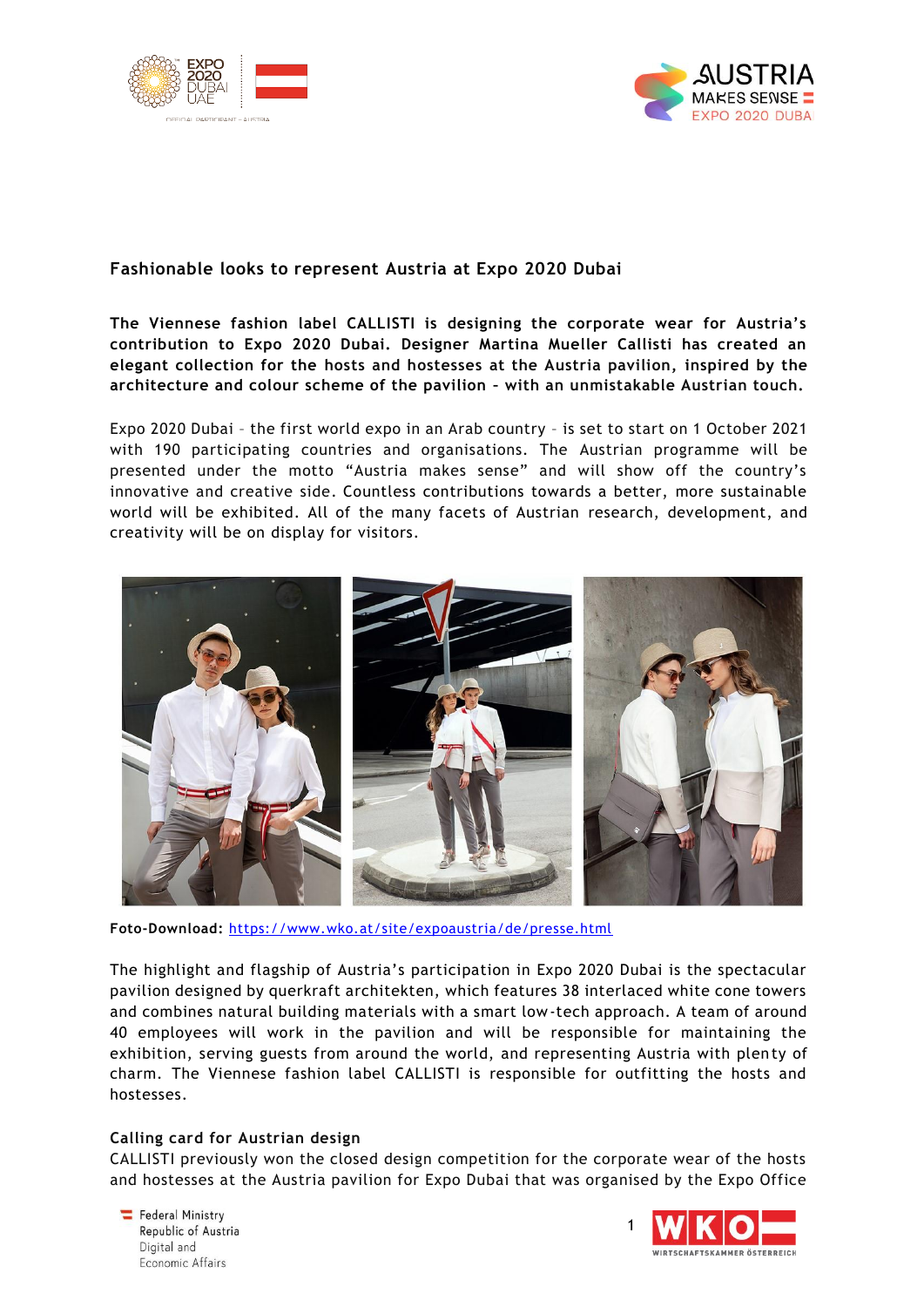## Fashionable looks to represent Austria at Expo 2020 Dubai

**The Viennese fashion label CALLISTI is designing the corporate wear for Austria's contribution to Expo 2020 Dubai. Designer Martina Mueller Callisti has created an elegant collection for the hosts and hostesses at the Austria pavilion, inspired by the architecture and colour scheme of the pavilion – with an unmistakable Austrian touch.**

Expo 2020 Dubai – the first world expo in an Arab country – is set to start on 1 October 2021 with 190 participating countries and organisations. The Austrian programme will be presented under the motto "Austria makes sense" and will show off the country's innovative and creative side. Countless contributions towards a better, more sustainable world will be exhibited. All of the many facets of Austrian research, development, and creativity will be on display for visitors.

**Foto-Download:** https://www.wko.at/site/expoaustria/de/presse.html

The highlight and flagship of Austria's participation in Expo 2020 Dubai is the spectacular pavilion designed by querkraft architekten, which features 38 interlaced white cone towers and combines natural building materials with a smart low-tech approach. A team of around 40 employees will work in the pavilion and will be responsible for maintaining the exhibition, serving guests from around the world, and representing Austria with plenty of charm. The Viennese fashion label CALLISTI is responsible for outfitting the hosts and hostesses.

### Calling card for Austrian design

CALLISTI previously won the closed design competition for the corporate wear of the hosts and hostesses at the Austria pavilion for Expo Dubai that was organised by the Expo Office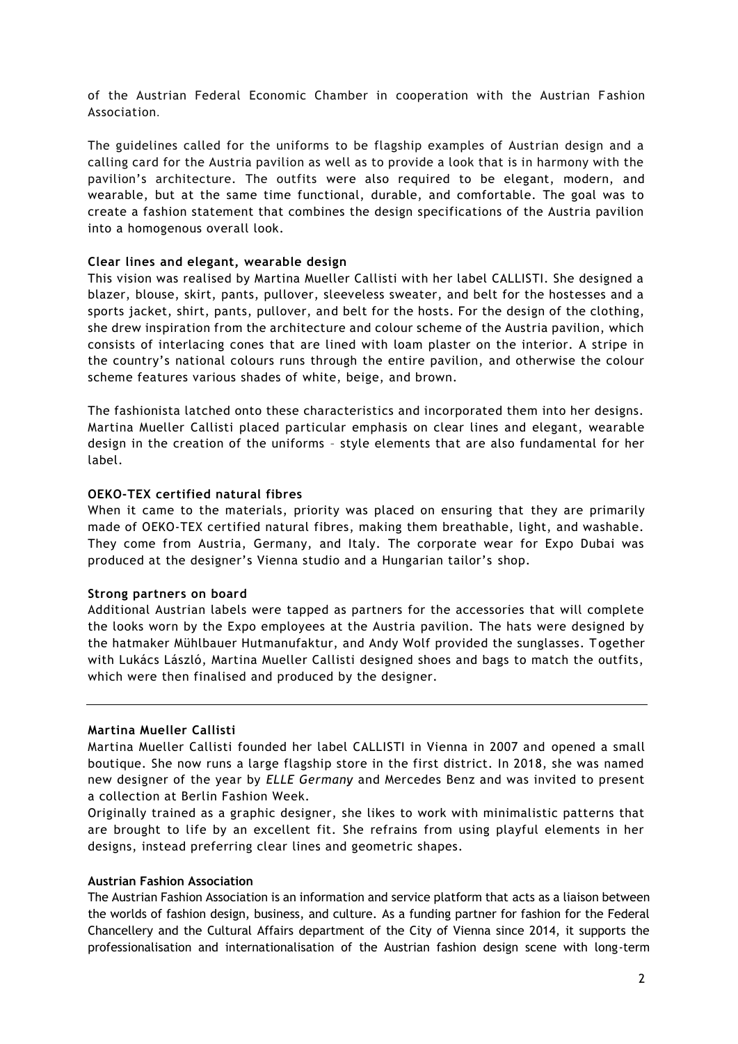of the Austrian Federal Economic Chamber in cooperation with the Austrian Fashion Association.

The guidelines called for the uniforms to be flagship examples of Austrian design and a calling card for the Austria pavilion as well as to provide a look that is in harmony with the pavilion's architecture. The outfits were also required to be elegant, modern, and wearable, but at the same time functional, durable, and comfortable. The goal was to create a fashion statement that combines the design specifications of the Austria pavilion into a homogenous overall look.

**Clear lines and elegant, wearable design**

This vision was realised by Martina Mueller Callisti with her label CALLISTI. She designed a blazer, blouse, skirt, pants, pullover, sleeveless sweater, and belt for the hostesses and a sports jacket, shirt, pants, pullover, and belt for the hosts. For the design of the clothing, she drew inspiration from the architecture and colour scheme of the Austria pavilion, which consists of interlacing cones that are lined with loam plaster on the interior. A stripe in the country's national colours runs through the entire pavilion, and otherwise the colour scheme features various shades of white, beige, and brown.

The fashionista latched onto these characteristics and incorporated them into her designs. Martina Mueller Callisti placed particular emphasis on clear lines and elegant, wearable design in the creation of the uniforms – style elements that are also fundamental for her label.

**OEKO-TEX certified natural fibres**

When it came to the materials, priority was placed on ensuring that they are primarily made of OEKO-TEX certified natural fibres, making them breathable, light, and washable. They come from Austria, Germany, and Italy. The corporate wear for Expo Dubai was produced at the designer's Vienna studio and a Hungarian tailor's shop.

**Strong partners on board**

Additional Austrian labels were tapped as partners for the accessories that will complete the looks worn by the Expo employees at the Austria pavilion. The hats were designed by the hatmaker Mühlbauer Hutmanufaktur, and Andy Wolf provided the sunglasses. Together with Lukács László, Martina Mueller Callisti designed shoes and bags to match the outfits, which were then finalised and produced by the designer.

---

**Martina Mueller Callisti**

Martina Mueller Callisti founded her label CALLISTI in Vienna in 2007 and opened a small boutique. She now runs a large flagship store in the first district. In 2018, she was named new designer of the year by *ELLE Germany* and Mercedes Benz and was invited to present a collection at Berlin Fashion Week.

Originally trained as a graphic designer, she likes to work with minimalistic patterns that are brought to life by an excellent fit. She refrains from using playful elements in her designs, instead preferring clear lines and geometric shapes.

**Austrian Fashion Association**

The Austrian Fashion Association is an information and service platform that acts as a liaison between the worlds of fashion design, business, and culture. As a funding partner for fashion for the Federal Chancellery and the Cultural Affairs department of the City of Vienna since 2014, it supports the professionalisation and internationalisation of the Austrian fashion design scene with long-term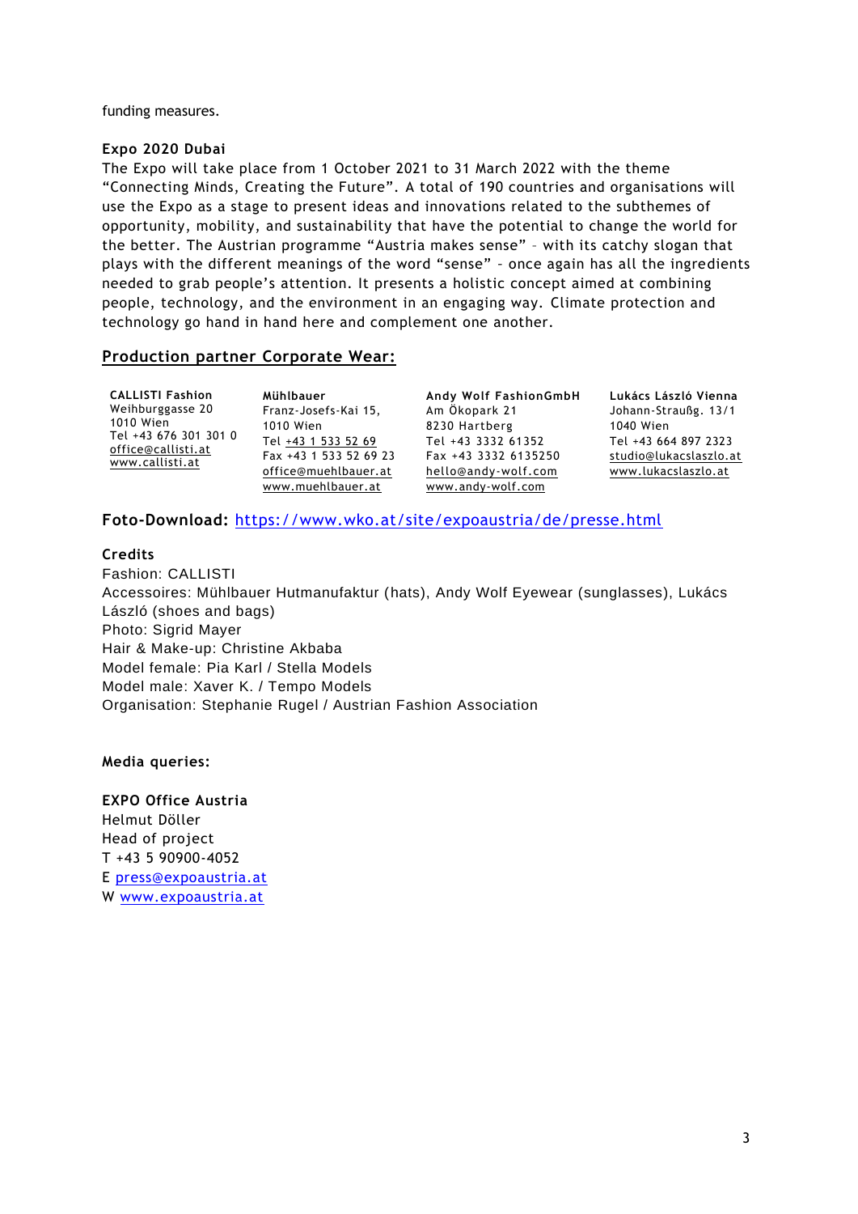funding measures.

**Expo 2020 Dubai**

The Expo will take place from 1 October 2021 to 31 March 2022 with the theme "Connecting Minds, Creating the Future". A total of 190 countries and organisations will use the Expo as a stage to present ideas and innovations related to the subthemes of opportunity, mobility, and sustainability that have the potential to change the world for the better. The Austrian programme "Austria makes sense" – with its catchy slogan that plays with the different meanings of the word "sense" – once again has all the ingredients needed to grab people's attention. It presents a holistic concept aimed at combining people, technology, and the environment in an engaging way. Climate protection and technology go hand in hand here and complement one another.

## Production partner Corporate Wear:

**CALLISTI Fashion**
Weihburggasse 20
1010 Wien
Tel +43 676 301 301 0
office@callisti.at
www.callisti.at

**Mühlbauer**
Franz-Josefs-Kai 15,
1010 Wien
Tel +43 1 533 52 69
Fax +43 1 533 52 69 23
office@muehlbauer.at
www.muehlbauer.at

**Andy Wolf FashionGmbH**
Am Ökopark 21
8230 Hartberg
Tel +43 3332 61352
Fax +43 3332 6135250
hello@andy-wolf.com
www.andy-wolf.com

**Lukács László Vienna**
Johann-Straußg. 13/1
1040 Wien
Tel +43 664 897 2323
studio@lukacslaszlo.at
www.lukacslaszlo.at

**Foto-Download:** https://www.wko.at/site/expoaustria/de/presse.html

**Credits**

Fashion: CALLISTI
Accessoires: Mühlbauer Hutmanufaktur (hats), Andy Wolf Eyewear (sunglasses), Lukács László (shoes and bags)
Photo: Sigrid Mayer
Hair & Make-up: Christine Akbaba
Model female: Pia Karl / Stella Models
Model male: Xaver K. / Tempo Models
Organisation: Stephanie Rugel / Austrian Fashion Association

**Media queries:**

**EXPO Office Austria**
Helmut Döller
Head of project
T +43 5 90900-4052
E press@expoaustria.at
W www.expoaustria.at